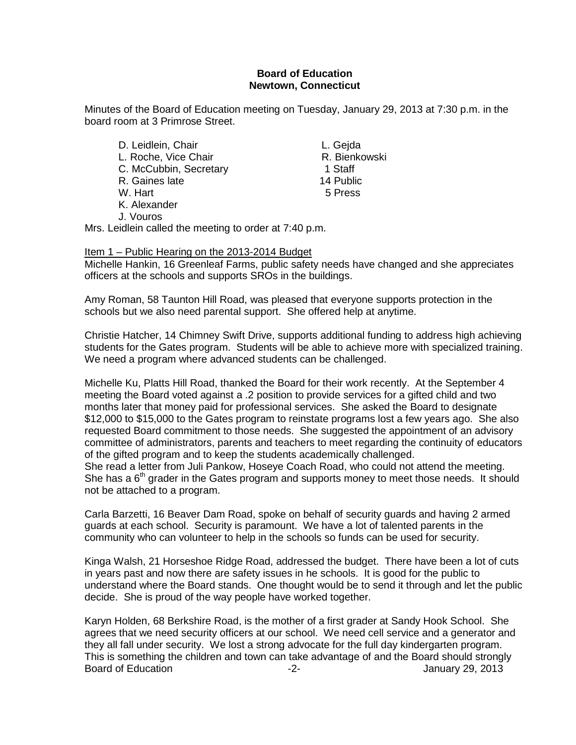**Board of Education**
**Newtown, Connecticut**

Minutes of the Board of Education meeting on Tuesday, January 29, 2013 at 7:30 p.m. in the board room at 3 Primrose Street.

| | |
|---|---|
| D. Leidlein, Chair | L. Gejda |
| L. Roche, Vice Chair | R. Bienkowski |
| C. McCubbin, Secretary | 1 Staff |
| R. Gaines late | 14 Public |
| W. Hart | 5 Press |
| K. Alexander | |
| J. Vouros | |

Mrs. Leidlein called the meeting to order at 7:40 p.m.

Item 1 – Public Hearing on the 2013-2014 Budget

Michelle Hankin, 16 Greenleaf Farms, public safety needs have changed and she appreciates officers at the schools and supports SROs in the buildings.

Amy Roman, 58 Taunton Hill Road, was pleased that everyone supports protection in the schools but we also need parental support. She offered help at anytime.

Christie Hatcher, 14 Chimney Swift Drive, supports additional funding to address high achieving students for the Gates program. Students will be able to achieve more with specialized training. We need a program where advanced students can be challenged.

Michelle Ku, Platts Hill Road, thanked the Board for their work recently. At the September 4 meeting the Board voted against a .2 position to provide services for a gifted child and two months later that money paid for professional services. She asked the Board to designate $12,000 to $15,000 to the Gates program to reinstate programs lost a few years ago. She also requested Board commitment to those needs. She suggested the appointment of an advisory committee of administrators, parents and teachers to meet regarding the continuity of educators of the gifted program and to keep the students academically challenged.
She read a letter from Juli Pankow, Hoseye Coach Road, who could not attend the meeting. She has a 6th grader in the Gates program and supports money to meet those needs. It should not be attached to a program.

Carla Barzetti, 16 Beaver Dam Road, spoke on behalf of security guards and having 2 armed guards at each school. Security is paramount. We have a lot of talented parents in the community who can volunteer to help in the schools so funds can be used for security.

Kinga Walsh, 21 Horseshoe Ridge Road, addressed the budget. There have been a lot of cuts in years past and now there are safety issues in he schools. It is good for the public to understand where the Board stands. One thought would be to send it through and let the public decide. She is proud of the way people have worked together.

Karyn Holden, 68 Berkshire Road, is the mother of a first grader at Sandy Hook School. She agrees that we need security officers at our school. We need cell service and a generator and they all fall under security. We lost a strong advocate for the full day kindergarten program. This is something the children and town can take advantage of and the Board should strongly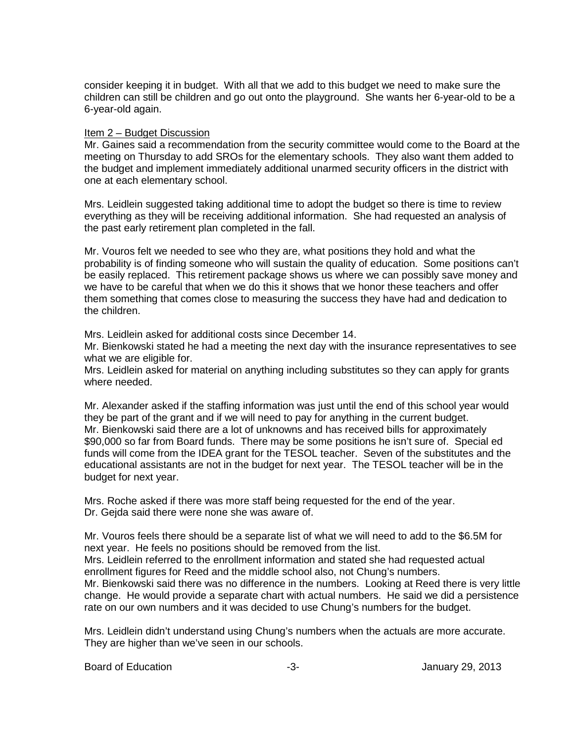consider keeping it in budget. With all that we add to this budget we need to make sure the children can still be children and go out onto the playground. She wants her 6-year-old to be a 6-year-old again.

Item 2 – Budget Discussion

Mr. Gaines said a recommendation from the security committee would come to the Board at the meeting on Thursday to add SROs for the elementary schools. They also want them added to the budget and implement immediately additional unarmed security officers in the district with one at each elementary school.

Mrs. Leidlein suggested taking additional time to adopt the budget so there is time to review everything as they will be receiving additional information. She had requested an analysis of the past early retirement plan completed in the fall.

Mr. Vouros felt we needed to see who they are, what positions they hold and what the probability is of finding someone who will sustain the quality of education. Some positions can't be easily replaced. This retirement package shows us where we can possibly save money and we have to be careful that when we do this it shows that we honor these teachers and offer them something that comes close to measuring the success they have had and dedication to the children.

Mrs. Leidlein asked for additional costs since December 14.
Mr. Bienkowski stated he had a meeting the next day with the insurance representatives to see what we are eligible for.
Mrs. Leidlein asked for material on anything including substitutes so they can apply for grants where needed.

Mr. Alexander asked if the staffing information was just until the end of this school year would they be part of the grant and if we will need to pay for anything in the current budget.
Mr. Bienkowski said there are a lot of unknowns and has received bills for approximately $90,000 so far from Board funds. There may be some positions he isn't sure of. Special ed funds will come from the IDEA grant for the TESOL teacher. Seven of the substitutes and the educational assistants are not in the budget for next year. The TESOL teacher will be in the budget for next year.

Mrs. Roche asked if there was more staff being requested for the end of the year.
Dr. Gejda said there were none she was aware of.

Mr. Vouros feels there should be a separate list of what we will need to add to the $6.5M for next year. He feels no positions should be removed from the list.
Mrs. Leidlein referred to the enrollment information and stated she had requested actual enrollment figures for Reed and the middle school also, not Chung's numbers.
Mr. Bienkowski said there was no difference in the numbers. Looking at Reed there is very little change. He would provide a separate chart with actual numbers. He said we did a persistence rate on our own numbers and it was decided to use Chung's numbers for the budget.

Mrs. Leidlein didn't understand using Chung's numbers when the actuals are more accurate. They are higher than we've seen in our schools.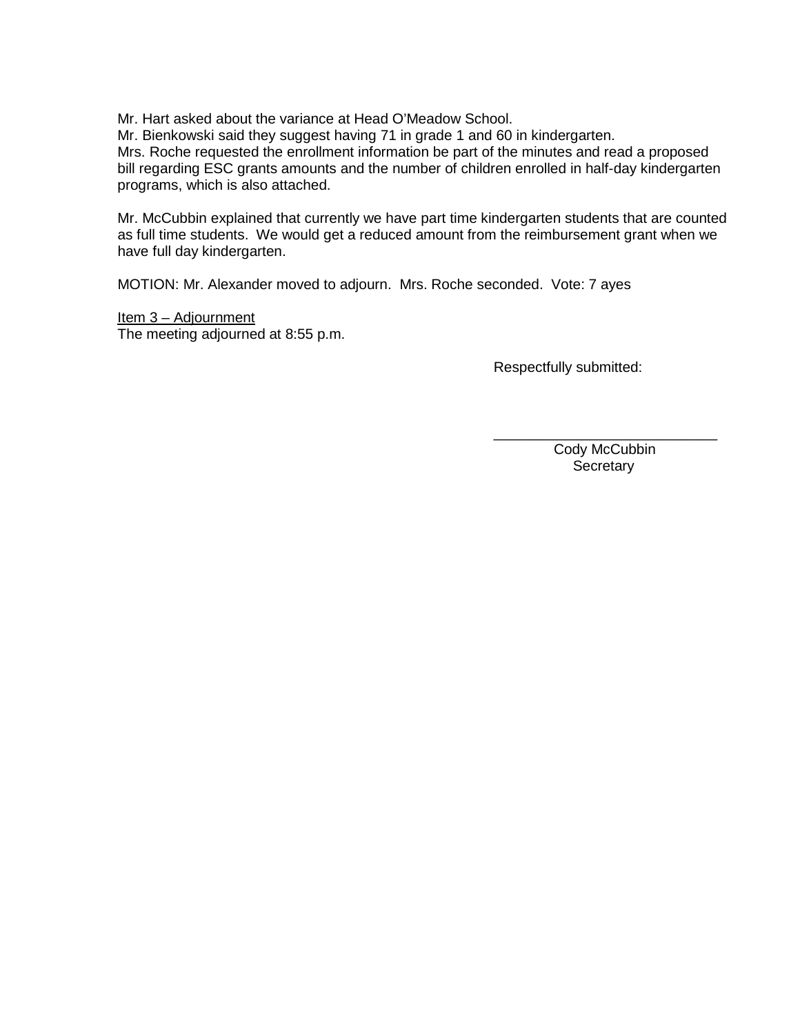Mr. Hart asked about the variance at Head O'Meadow School.
Mr. Bienkowski said they suggest having 71 in grade 1 and 60 in kindergarten.
Mrs. Roche requested the enrollment information be part of the minutes and read a proposed bill regarding ESC grants amounts and the number of children enrolled in half-day kindergarten programs, which is also attached.

Mr. McCubbin explained that currently we have part time kindergarten students that are counted as full time students. We would get a reduced amount from the reimbursement grant when we have full day kindergarten.

MOTION: Mr. Alexander moved to adjourn. Mrs. Roche seconded. Vote: 7 ayes

<u>Item 3 – Adjournment</u>
The meeting adjourned at 8:55 p.m.

Respectfully submitted:

\_\_\_\_\_\_\_\_\_\_\_\_\_\_\_\_\_\_\_\_\_\_\_\_\_\_\_\_
Cody McCubbin
Secretary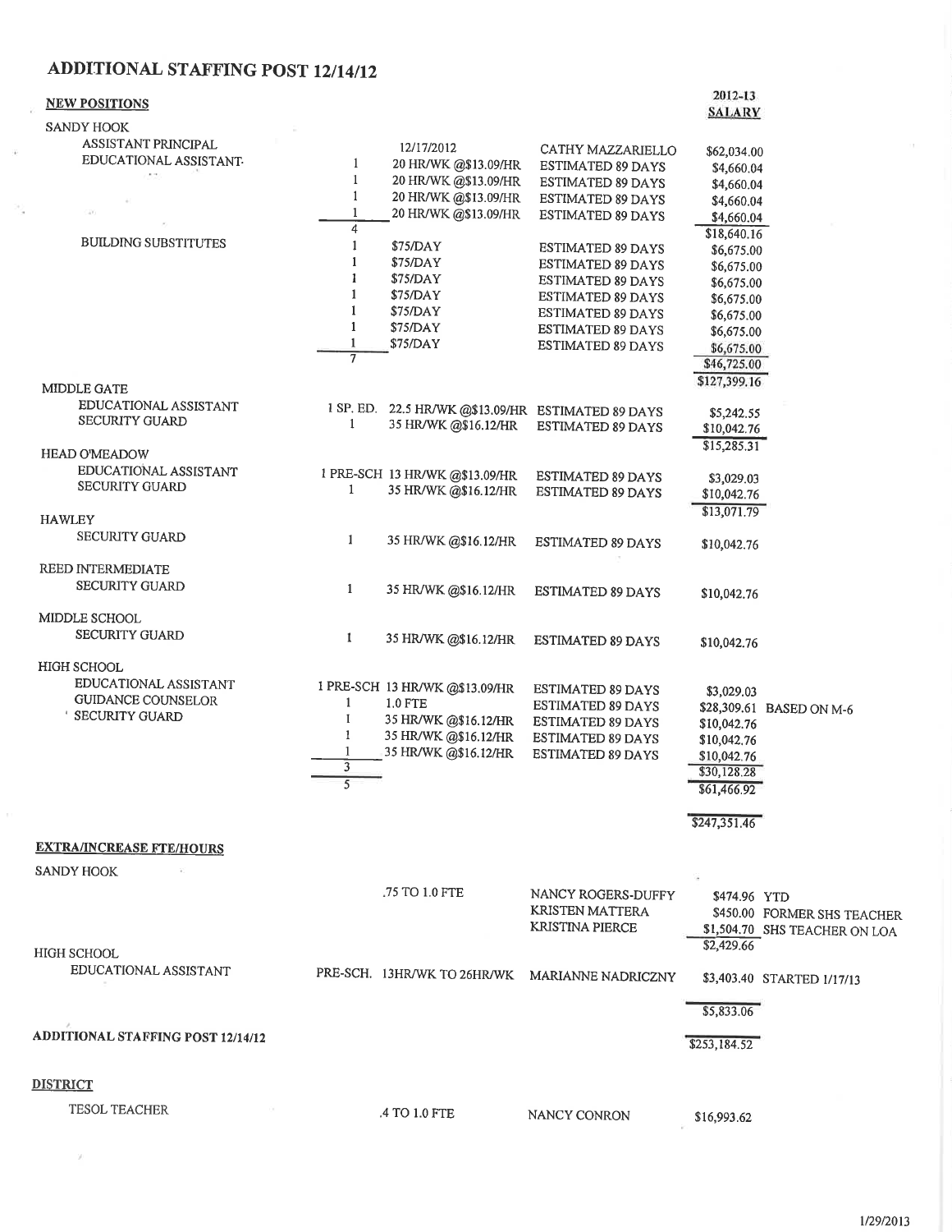# ADDITIONAL STAFFING POST 12/14/12

| **NEW POSITIONS** | | | | **2012-13 SALARY** | |
|---|---|---|---|---|---|
| SANDY HOOK | | | | | |
| ASSISTANT PRINCIPAL | | 12/17/2012 | CATHY MAZZARIELLO | $62,034.00 | |
| EDUCATIONAL ASSISTANT | 1 | 20 HR/WK @$13.09/HR | ESTIMATED 89 DAYS | $4,660.04 | |
| | 1 | 20 HR/WK @$13.09/HR | ESTIMATED 89 DAYS | $4,660.04 | |
| | 1 | 20 HR/WK @$13.09/HR | ESTIMATED 89 DAYS | $4,660.04 | |
| | 1 | 20 HR/WK @$13.09/HR | ESTIMATED 89 DAYS | $4,660.04 | |
| | 4 | | | $18,640.16 | |
| BUILDING SUBSTITUTES | 1 | $75/DAY | ESTIMATED 89 DAYS | $6,675.00 | |
| | 1 | $75/DAY | ESTIMATED 89 DAYS | $6,675.00 | |
| | 1 | $75/DAY | ESTIMATED 89 DAYS | $6,675.00 | |
| | 1 | $75/DAY | ESTIMATED 89 DAYS | $6,675.00 | |
| | 1 | $75/DAY | ESTIMATED 89 DAYS | $6,675.00 | |
| | 1 | $75/DAY | ESTIMATED 89 DAYS | $6,675.00 | |
| | 1 | $75/DAY | ESTIMATED 89 DAYS | $6,675.00 | |
| | 7 | | | $46,725.00 | |
| | | | | $127,399.16 | |
| MIDDLE GATE | | | | | |
| EDUCATIONAL ASSISTANT | 1 SP. ED. | 22.5 HR/WK @$13.09/HR | ESTIMATED 89 DAYS | $5,242.55 | |
| SECURITY GUARD | 1 | 35 HR/WK @$16.12/HR | ESTIMATED 89 DAYS | $10,042.76 | |
| | | | | $15,285.31 | |
| HEAD O'MEADOW | | | | | |
| EDUCATIONAL ASSISTANT | 1 PRE-SCH | 13 HR/WK @$13.09/HR | ESTIMATED 89 DAYS | $3,029.03 | |
| SECURITY GUARD | 1 | 35 HR/WK @$16.12/HR | ESTIMATED 89 DAYS | $10,042.76 | |
| | | | | $13,071.79 | |
| HAWLEY | | | | | |
| SECURITY GUARD | 1 | 35 HR/WK @$16.12/HR | ESTIMATED 89 DAYS | $10,042.76 | |
| REED INTERMEDIATE | | | | | |
| SECURITY GUARD | 1 | 35 HR/WK @$16.12/HR | ESTIMATED 89 DAYS | $10,042.76 | |
| MIDDLE SCHOOL | | | | | |
| SECURITY GUARD | 1 | 35 HR/WK @$16.12/HR | ESTIMATED 89 DAYS | $10,042.76 | |
| HIGH SCHOOL | | | | | |
| EDUCATIONAL ASSISTANT | 1 PRE-SCH | 13 HR/WK @$13.09/HR | ESTIMATED 89 DAYS | $3,029.03 | |
| GUIDANCE COUNSELOR | 1 | 1.0 FTE | ESTIMATED 89 DAYS | $28,309.61 | BASED ON M-6 |
| SECURITY GUARD | 1 | 35 HR/WK @$16.12/HR | ESTIMATED 89 DAYS | $10,042.76 | |
| | 1 | 35 HR/WK @$16.12/HR | ESTIMATED 89 DAYS | $10,042.76 | |
| | 1 | 35 HR/WK @$16.12/HR | ESTIMATED 89 DAYS | $10,042.76 | |
| | 3 | | | $30,128.28 | |
| | 5 | | | $61,466.92 | |
| | | | | $247,351.46 | |
| **EXTRA/INCREASE FTE/HOURS** | | | | | |
| SANDY HOOK | | | | | |
| | | .75 TO 1.0 FTE | NANCY ROGERS-DUFFY | $474.96 | YTD |
| | | | KRISTEN MATTERA | $450.00 | FORMER SHS TEACHER |
| | | | KRISTINA PIERCE | $1,504.70 | SHS TEACHER ON LOA |
| | | | | $2,429.66 | |
| HIGH SCHOOL | | | | | |
| EDUCATIONAL ASSISTANT | PRE-SCH. | 13HR/WK TO 26HR/WK | MARIANNE NADRICZNY | $3,403.40 | STARTED 1/17/13 |
| | | | | $5,833.06 | |
| **ADDITIONAL STAFFING POST 12/14/12** | | | | $253,184.52 | |
| **DISTRICT** | | | | | |
| TESOL TEACHER | | .4 TO 1.0 FTE | NANCY CONRON | $16,993.62 | |

1/29/2013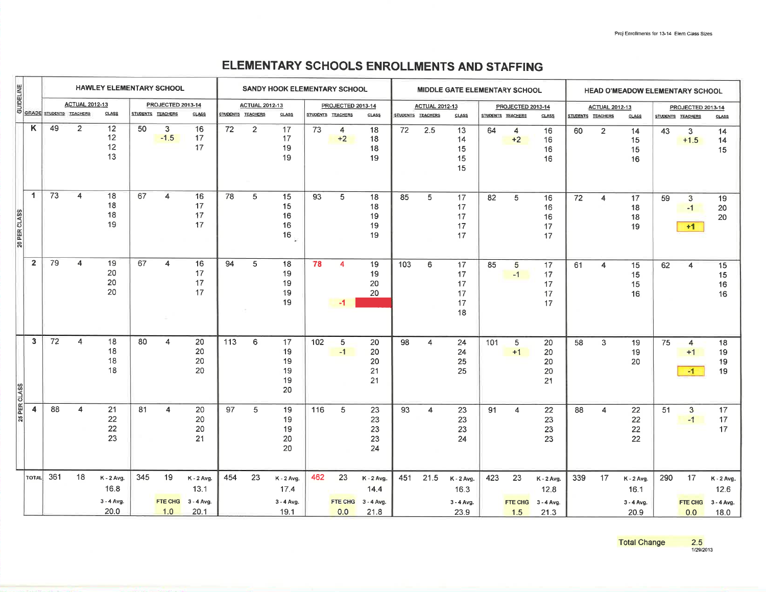Proj Enrollments for 13-14 Elem Class Sizes

# ELEMENTARY SCHOOLS ENROLLMENTS AND STAFFING

| GUIDELINE | GRADE | HAWLEY ELEMENTARY SCHOOL | | | | | | SANDY HOOK ELEMENTARY SCHOOL | | | | | | MIDDLE GATE ELEMENTARY SCHOOL | | | | | | HEAD O'MEADOW ELEMENTARY SCHOOL | | | | | |
|---|---|---|---|---|---|---|---|---|---|---|---|---|---|---|---|---|---|---|---|---|---|---|---|---|---|
| | | ACTUAL 2012-13 | | | PROJECTED 2013-14 | | | ACTUAL 2012-13 | | | PROJECTED 2013-14 | | | ACTUAL 2012-13 | | | PROJECTED 2013-14 | | | ACTUAL 2012-13 | | | PROJECTED 2013-14 | | |
| | | STUDENTS | TEACHERS | CLASS | STUDENTS | TEACHERS | CLASS | STUDENTS | TEACHERS | CLASS | STUDENTS | TEACHERS | CLASS | STUDENTS | TEACHERS | CLASS | STUDENTS | TEACHERS | CLASS | STUDENTS | TEACHERS | CLASS | STUDENTS | TEACHERS | CLASS |
| 20 PER CLASS | K | 49 | 2 | 12 12 12 13 | 50 | 3 -1.5 | 16 17 17 | 72 | 2 | 17 17 19 19 | 73 | 4 +2 | 18 18 18 19 | 72 | 2.5 | 13 14 15 15 15 | 64 | 4 +2 | 16 16 16 16 | 60 | 2 | 14 15 15 16 | 43 | 3 +1.5 | 14 14 15 |
| | 1 | 73 | 4 | 18 18 18 19 | 67 | 4 | 16 17 17 17 | 78 | 5 | 15 15 16 16 16 | 93 | 5 | 18 18 19 19 19 | 85 | 5 | 17 17 17 17 17 | 82 | 5 | 16 16 16 17 17 | 72 | 4 | 17 18 18 19 | 59 | 3 -1 +1 | 19 20 20 |
| | 2 | 79 | 4 | 19 20 20 20 | 67 | 4 | 16 17 17 17 | 94 | 5 | 18 19 19 19 19 | 78 | 4 -1 | 19 19 20 20 | 103 | 6 | 17 17 17 17 17 18 | 85 | 5 -1 | 17 17 17 17 17 | 61 | 4 | 15 15 15 16 | 62 | 4 | 15 15 16 16 |
| 25 PER CLASS | 3 | 72 | 4 | 18 18 18 18 | 80 | 4 | 20 20 20 20 | 113 | 6 | 17 19 19 19 19 20 | 102 | 5 -1 | 20 20 20 21 21 | 98 | 4 | 24 24 25 25 | 101 | 5 +1 | 20 20 20 20 21 | 58 | 3 | 19 19 20 | 75 | 4 +1 -1 | 18 19 19 19 |
| | 4 | 88 | 4 | 21 22 22 23 | 81 | 4 | 20 20 20 21 | 97 | 5 | 19 19 19 20 20 | 116 | 5 | 23 23 23 23 24 | 93 | 4 | 23 23 23 24 | 91 | 4 | 22 23 23 23 | 88 | 4 | 22 22 22 22 | 51 | 3 -1 | 17 17 17 |
| | TOTAL | 361 | 18 | K - 2 Avg. 16.8 3 - 4 Avg. 20.0 | 345 | 19 FTE CHG 1.0 | K - 2 Avg. 13.1 3 - 4 Avg. 20.1 | 454 | 23 | K - 2 Avg. 17.4 3 - 4 Avg. 19.1 | 462 | 23 FTE CHG 0.0 | K - 2 Avg. 14.4 3 - 4 Avg. 21.8 | 451 | 21.5 | K - 2 Avg. 16.3 3 - 4 Avg. 23.9 | 423 | 23 FTE CHG 1.5 | K - 2 Avg. 12.8 3 - 4 Avg. 21.3 | 339 | 17 | K - 2 Avg. 16.1 3 - 4 Avg. 20.9 | 290 | 17 FTE CHG 0.0 | K - 2 Avg. 12.6 3 - 4 Avg. 18.0 |

Total Change 2.5

1/29/2013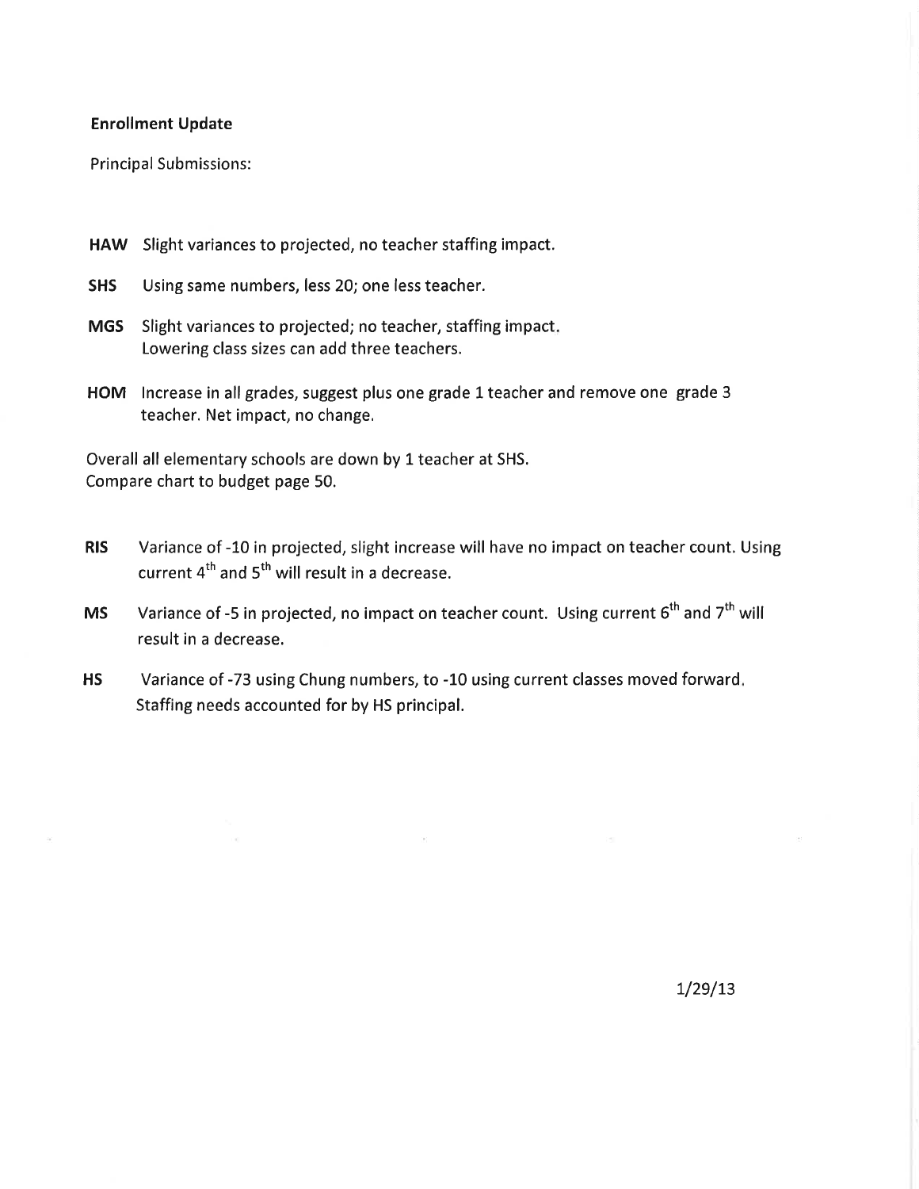**Enrollment Update**

Principal Submissions:

**HAW** Slight variances to projected, no teacher staffing impact.

**SHS** Using same numbers, less 20; one less teacher.

**MGS** Slight variances to projected; no teacher, staffing impact.
Lowering class sizes can add three teachers.

**HOM** Increase in all grades, suggest plus one grade 1 teacher and remove one grade 3 teacher. Net impact, no change.

Overall all elementary schools are down by 1 teacher at SHS.
Compare chart to budget page 50.

**RIS** Variance of -10 in projected, slight increase will have no impact on teacher count. Using current 4th and 5th will result in a decrease.

**MS** Variance of -5 in projected, no impact on teacher count. Using current 6th and 7th will result in a decrease.

**HS** Variance of -73 using Chung numbers, to -10 using current classes moved forward. Staffing needs accounted for by HS principal.

1/29/13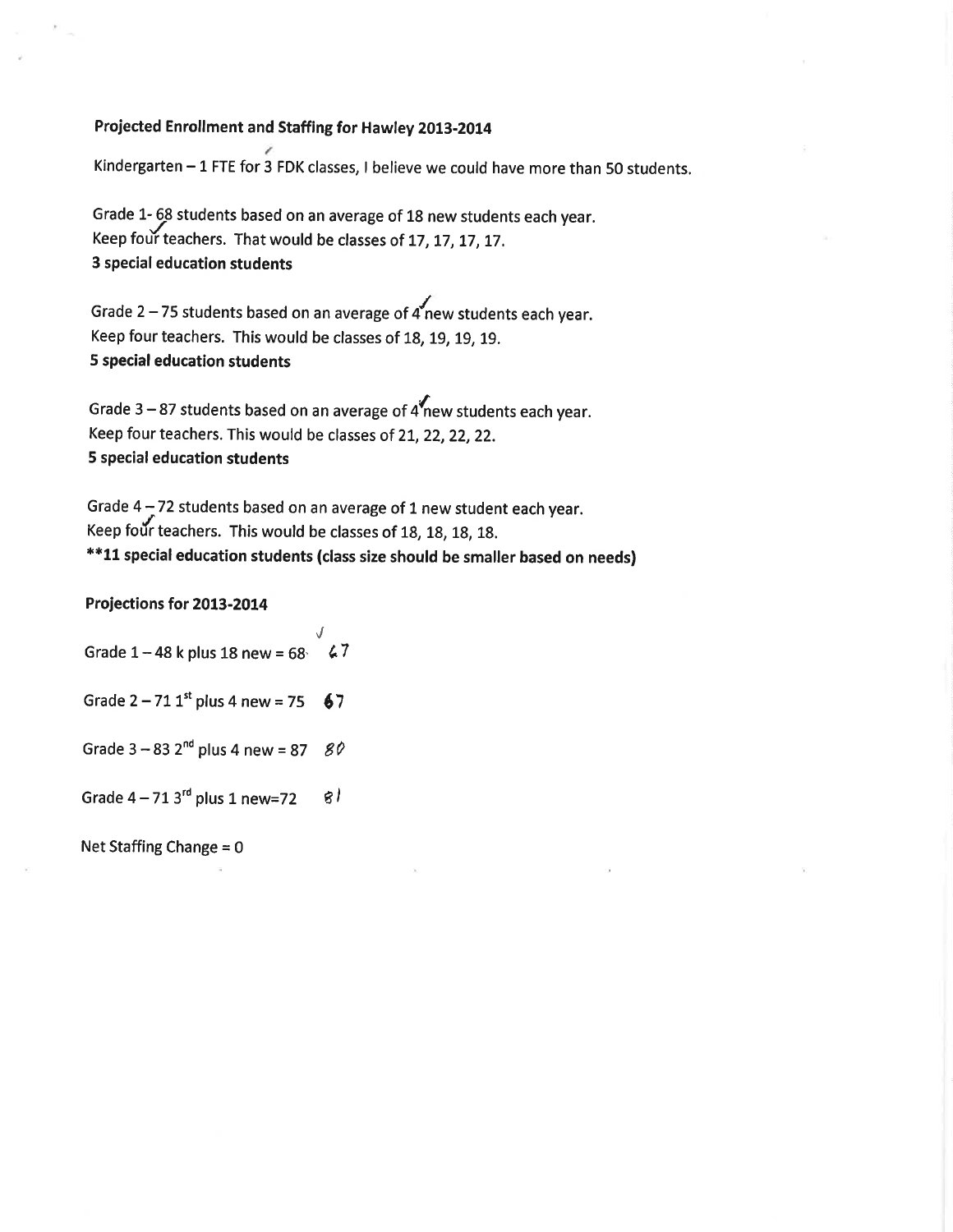**Projected Enrollment and Staffing for Hawley 2013-2014**

Kindergarten – 1 FTE for 3 FDK classes, I believe we could have more than 50 students.

Grade 1- 68 students based on an average of 18 new students each year.
Keep four teachers. That would be classes of 17, 17, 17, 17.
**3 special education students**

Grade 2 – 75 students based on an average of 4 new students each year.
Keep four teachers. This would be classes of 18, 19, 19, 19.
**5 special education students**

Grade 3 – 87 students based on an average of 4 new students each year.
Keep four teachers. This would be classes of 21, 22, 22, 22.
**5 special education students**

Grade 4 – 72 students based on an average of 1 new student each year.
Keep four teachers. This would be classes of 18, 18, 18, 18.
**\*\*11 special education students (class size should be smaller based on needs)**

**Projections for 2013-2014**

Grade 1 – 48 k plus 18 new = 68 67

Grade 2 – 71 1st plus 4 new = 75 67

Grade 3 – 83 2nd plus 4 new = 87 80

Grade 4 – 71 3rd plus 1 new=72 81

Net Staffing Change = 0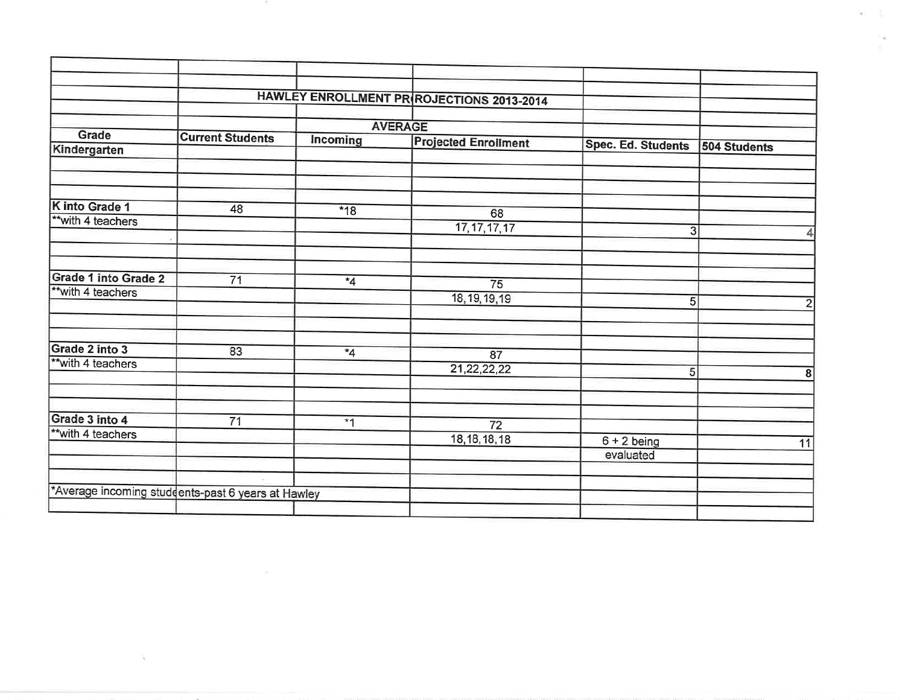## HAWLEY ENROLLMENT PROJECTIONS 2013-2014

| Grade | Current Students | AVERAGE Incoming | Projected Enrollment | Spec. Ed. Students | 504 Students |
|---|---|---|---|---|---|
| Kindergarten | | | | | |
| K into Grade 1 | 48 | *18 | 68 | | |
| **with 4 teachers | | | 17,17,17,17 | 3 | 4 |
| Grade 1 into Grade 2 | 71 | *4 | 75 | | |
| **with 4 teachers | | | 18,19,19,19 | 5 | 2 |
| Grade 2 into 3 | 83 | *4 | 87 | | |
| **with 4 teachers | | | 21,22,22,22 | 5 | 8 |
| Grade 3 into 4 | 71 | *1 | 72 | | |
| **with 4 teachers | | | 18,18,18,18 | 6 + 2 being evaluated | 11 |

*Average incoming students-past 6 years at Hawley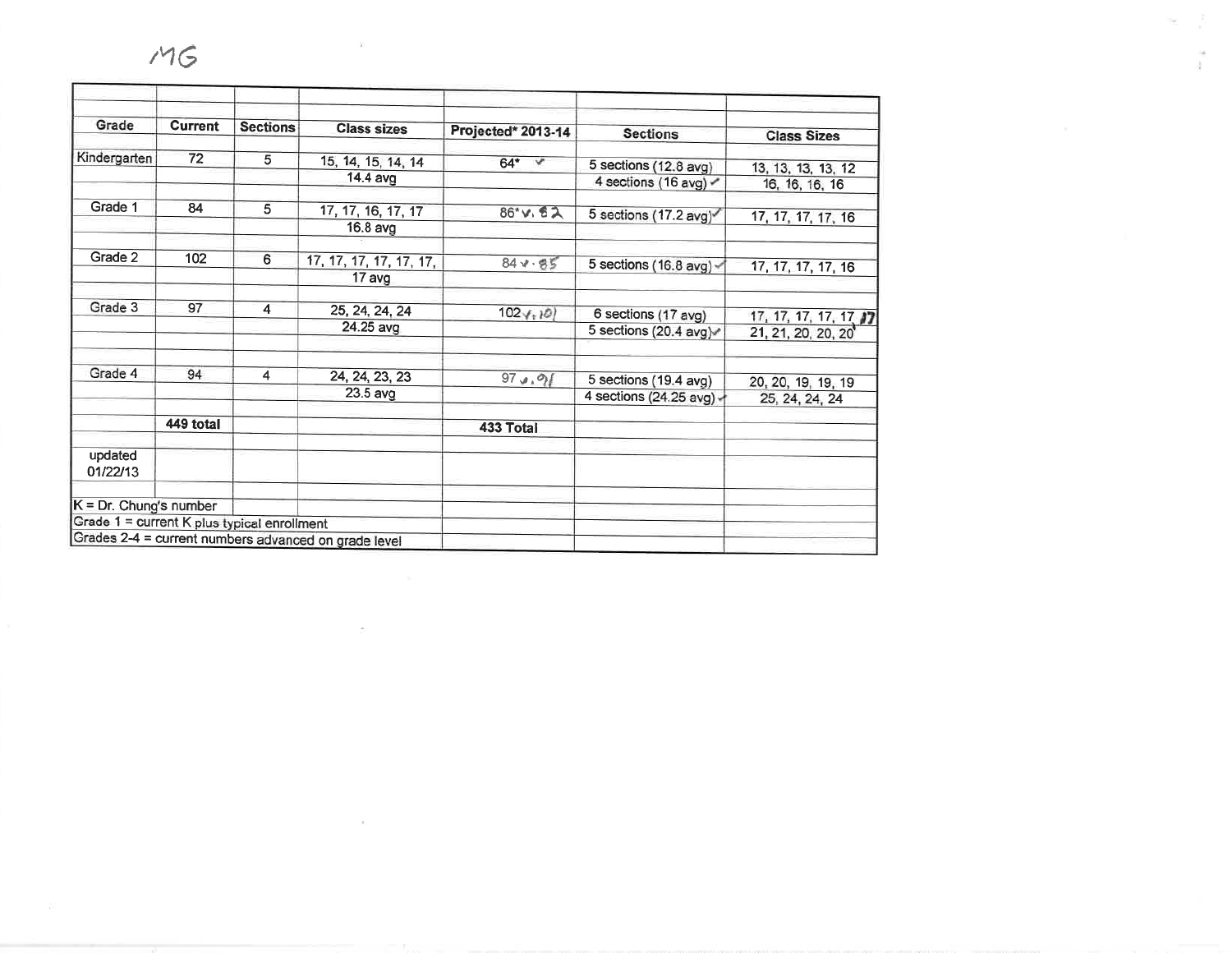MG

| Grade | Current | Sections | Class sizes | Projected* 2013-14 | Sections | Class Sizes |
|---|---|---|---|---|---|---|
| Kindergarten | 72 | 5 | 15, 14, 15, 14, 14 | 64* ✓ | 5 sections (12.8 avg) | 13, 13, 13, 13, 12 |
| | | | 14.4 avg | | 4 sections (16 avg) ✓ | 16, 16, 16, 16 |
| Grade 1 | 84 | 5 | 17, 17, 16, 17, 17 | 86* ✓, 82 | 5 sections (17.2 avg) ✓ | 17, 17, 17, 17, 16 |
| | | | 16.8 avg | | | |
| Grade 2 | 102 | 6 | 17, 17, 17, 17, 17, 17, | 84 ✓ · 85 | 5 sections (16.8 avg) ✓ | 17, 17, 17, 17, 16 |
| | | | 17 avg | | | |
| Grade 3 | 97 | 4 | 25, 24, 24, 24 | 102 ✓, 101 | 6 sections (17 avg) | 17, 17, 17, 17, 17 17 |
| | | | 24.25 avg | | 5 sections (20.4 avg) ✓ | 21, 21, 20, 20, 20 |
| Grade 4 | 94 | 4 | 24, 24, 23, 23 | 97 ✓, 91 | 5 sections (19.4 avg) | 20, 20, 19, 19, 19 |
| | | | 23.5 avg | | 4 sections (24.25 avg) ✓ | 25, 24, 24, 24 |
| | 449 total | | | 433 Total | | |
| updated 01/22/13 | | | | | | |

K = Dr. Chung's number
Grade 1 = current K plus typical enrollment
Grades 2-4 = current numbers advanced on grade level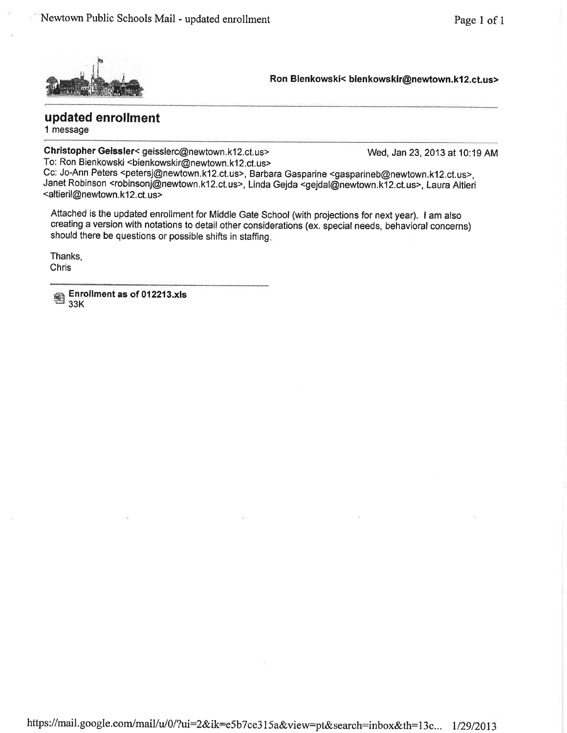Ron Bienkowski< bienkowskir@newtown.k12.ct.us>

## updated enrollment

1 message

**Christopher Geissler**< geisslerc@newtown.k12.ct.us> Wed, Jan 23, 2013 at 10:19 AM
To: Ron Bienkowski <bienkowskir@newtown.k12.ct.us>
Cc: Jo-Ann Peters <petersj@newtown.k12.ct.us>, Barbara Gasparine <gasparineb@newtown.k12.ct.us>, Janet Robinson <robinsonj@newtown.k12.ct.us>, Linda Gejda <gejdal@newtown.k12.ct.us>, Laura Altieri <altieril@newtown.k12.ct.us>

Attached is the updated enrollment for Middle Gate School (with projections for next year). I am also creating a version with notations to detail other considerations (ex. special needs, behavioral concerns) should there be questions or possible shifts in staffing.

Thanks,
Chris

**Enrollment as of 012213.xls**
33K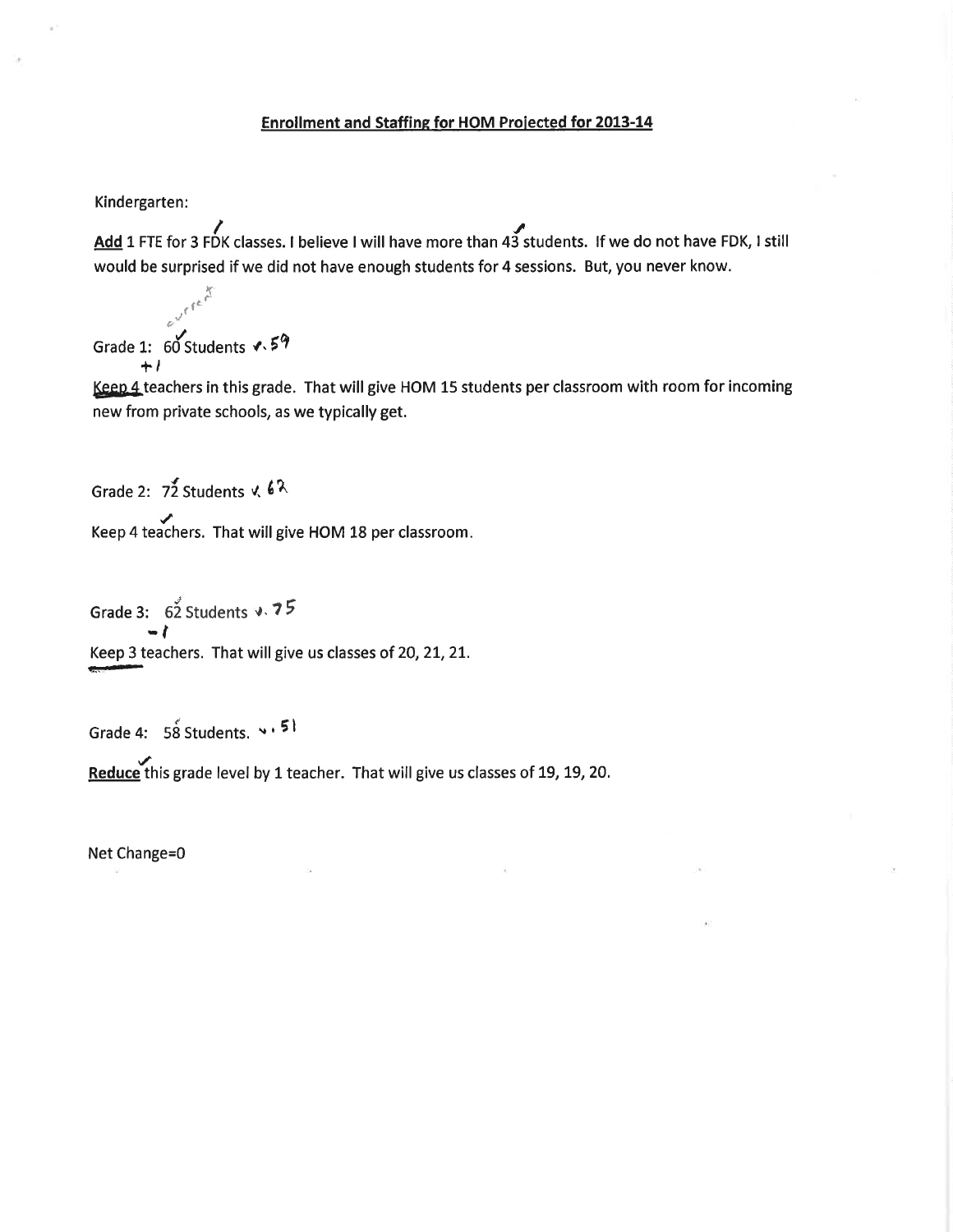## Enrollment and Staffing for HOM Projected for 2013-14

Kindergarten:

**Add** 1 FTE for 3 FDK classes. I believe I will have more than 43 students. If we do not have FDK, I still would be surprised if we did not have enough students for 4 sessions. But, you never know.

Grade 1: 60 Students (current v. 59, +1)

Keep 4 teachers in this grade. That will give HOM 15 students per classroom with room for incoming new from private schools, as we typically get.

Grade 2: 72 Students v. 62

Keep 4 teachers. That will give HOM 18 per classroom.

Grade 3: 62 Students v. 75 (-1)

Keep 3 teachers. That will give us classes of 20, 21, 21.

Grade 4: 58 Students. v. 51

**Reduce** this grade level by 1 teacher. That will give us classes of 19, 19, 20.

Net Change=0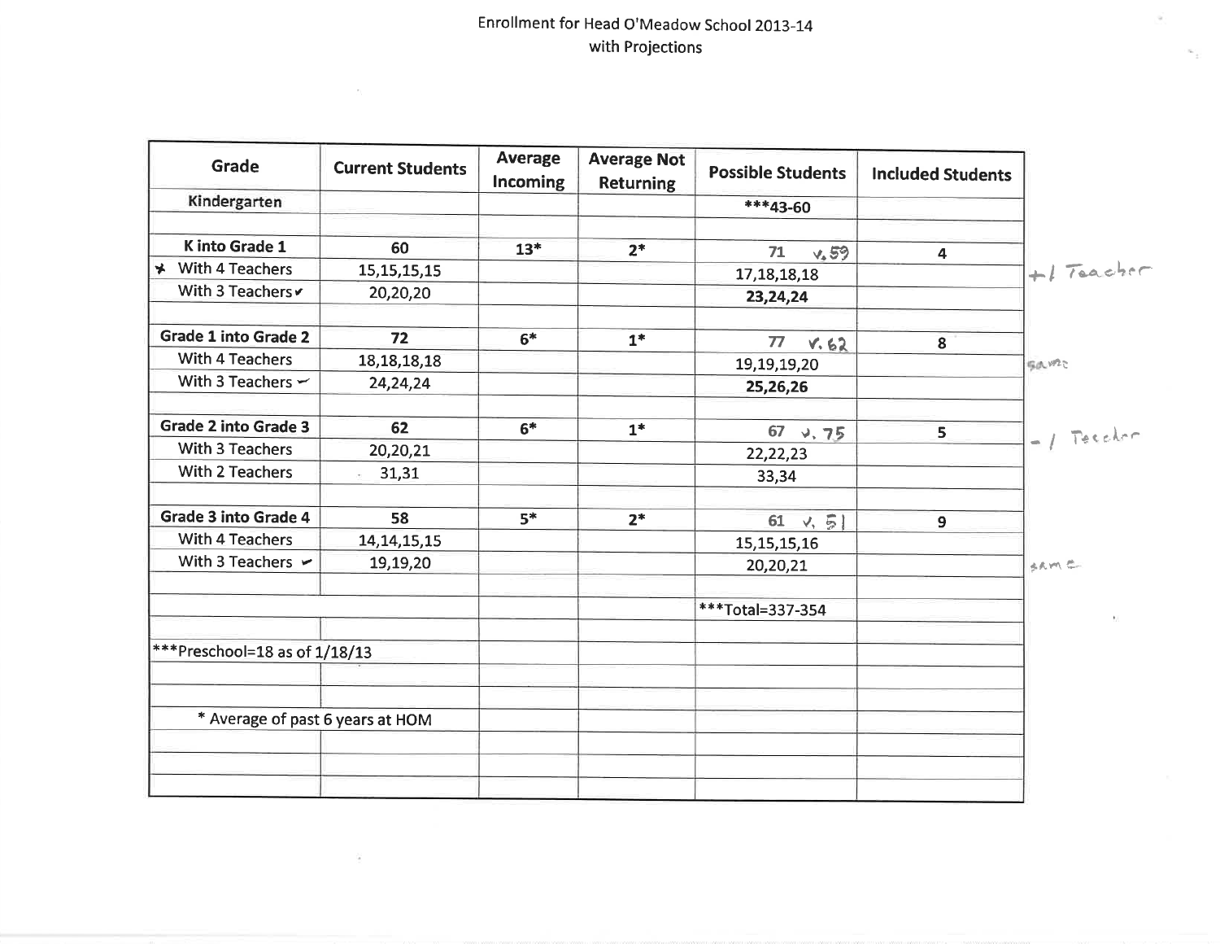Enrollment for Head O'Meadow School 2013-14
with Projections

| Grade | Current Students | Average Incoming | Average Not Returning | Possible Students | Included Students | |
|---|---|---|---|---|---|---|
| Kindergarten | | | | ***43-60 | | |
| | | | | | | |
| K into Grade 1 | 60 | 13* | 2* | 71 v. 59 | 4 | |
| * With 4 Teachers | 15,15,15,15 | | | 17,18,18,18 | | +1 Teacher |
| With 3 Teachers ✔ | 20,20,20 | | | **23,24,24** | | |
| | | | | | | |
| Grade 1 into Grade 2 | 72 | 6* | 1* | 77 v. 62 | 8 | |
| With 4 Teachers | 18,18,18,18 | | | 19,19,19,20 | | same |
| With 3 Teachers ✔ | 24,24,24 | | | **25,26,26** | | |
| | | | | | | |
| Grade 2 into Grade 3 | 62 | 6* | 1* | 67 v. 75 | 5 | -1 Teacher |
| With 3 Teachers | 20,20,21 | | | 22,22,23 | | |
| With 2 Teachers | 31,31 | | | 33,34 | | |
| | | | | | | |
| Grade 3 into Grade 4 | 58 | 5* | 2* | 61 v. 51 | 9 | |
| With 4 Teachers | 14,14,15,15 | | | 15,15,15,16 | | |
| With 3 Teachers ✔ | 19,19,20 | | | 20,20,21 | | same |
| | | | | | | |
| | | | | ***Total=337-354 | | |
| | | | | | | |
| ***Preschool=18 as of 1/18/13 | | | | | | |
| | | | | | | |
| | | | | | | |
| * Average of past 6 years at HOM | | | | | | |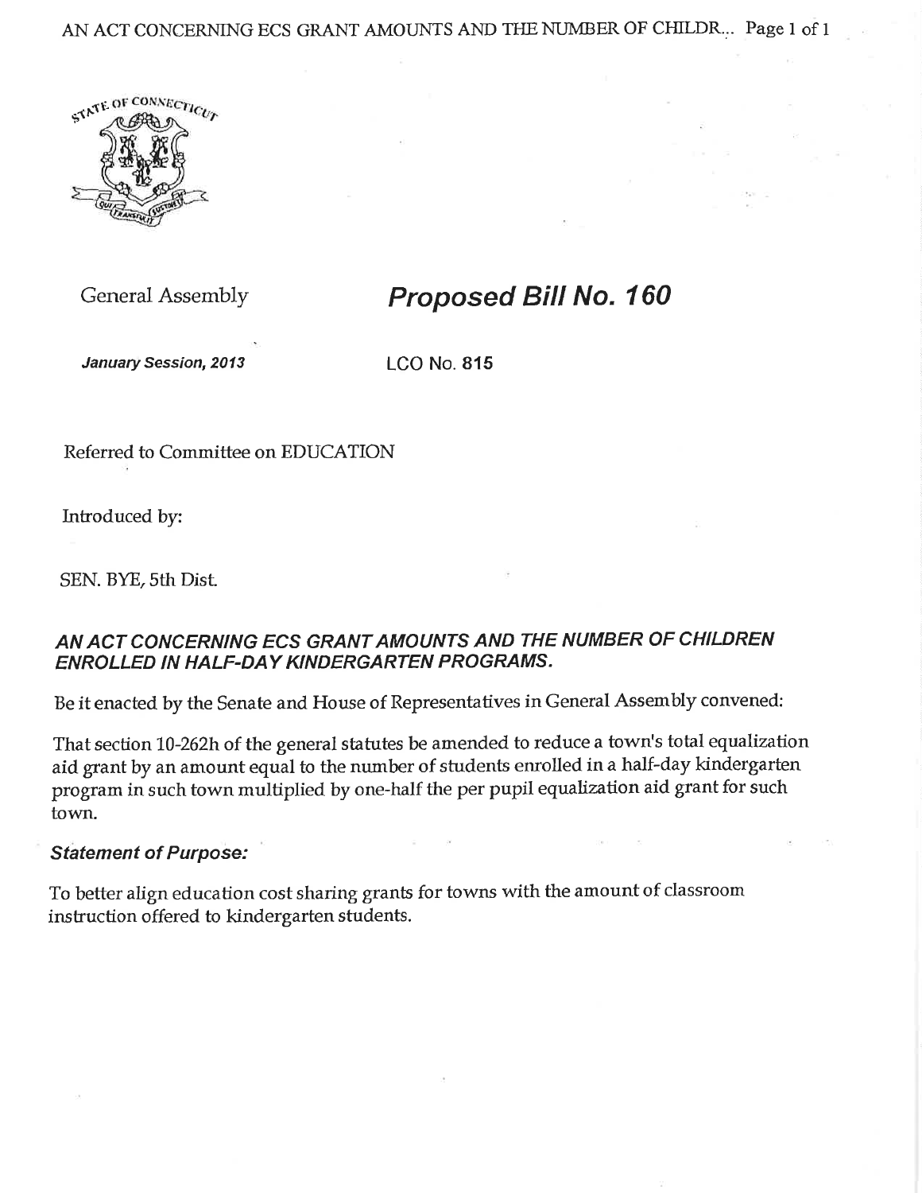General Assembly

# *Proposed Bill No. 160*

***January Session, 2013***

LCO No. **815**

Referred to Committee on EDUCATION

Introduced by:

SEN. BYE, 5th Dist.

## *AN ACT CONCERNING ECS GRANT AMOUNTS AND THE NUMBER OF CHILDREN ENROLLED IN HALF-DAY KINDERGARTEN PROGRAMS.*

Be it enacted by the Senate and House of Representatives in General Assembly convened:

That section 10-262h of the general statutes be amended to reduce a town's total equalization aid grant by an amount equal to the number of students enrolled in a half-day kindergarten program in such town multiplied by one-half the per pupil equalization aid grant for such town.

***Statement of Purpose:***

To better align education cost sharing grants for towns with the amount of classroom instruction offered to kindergarten students.